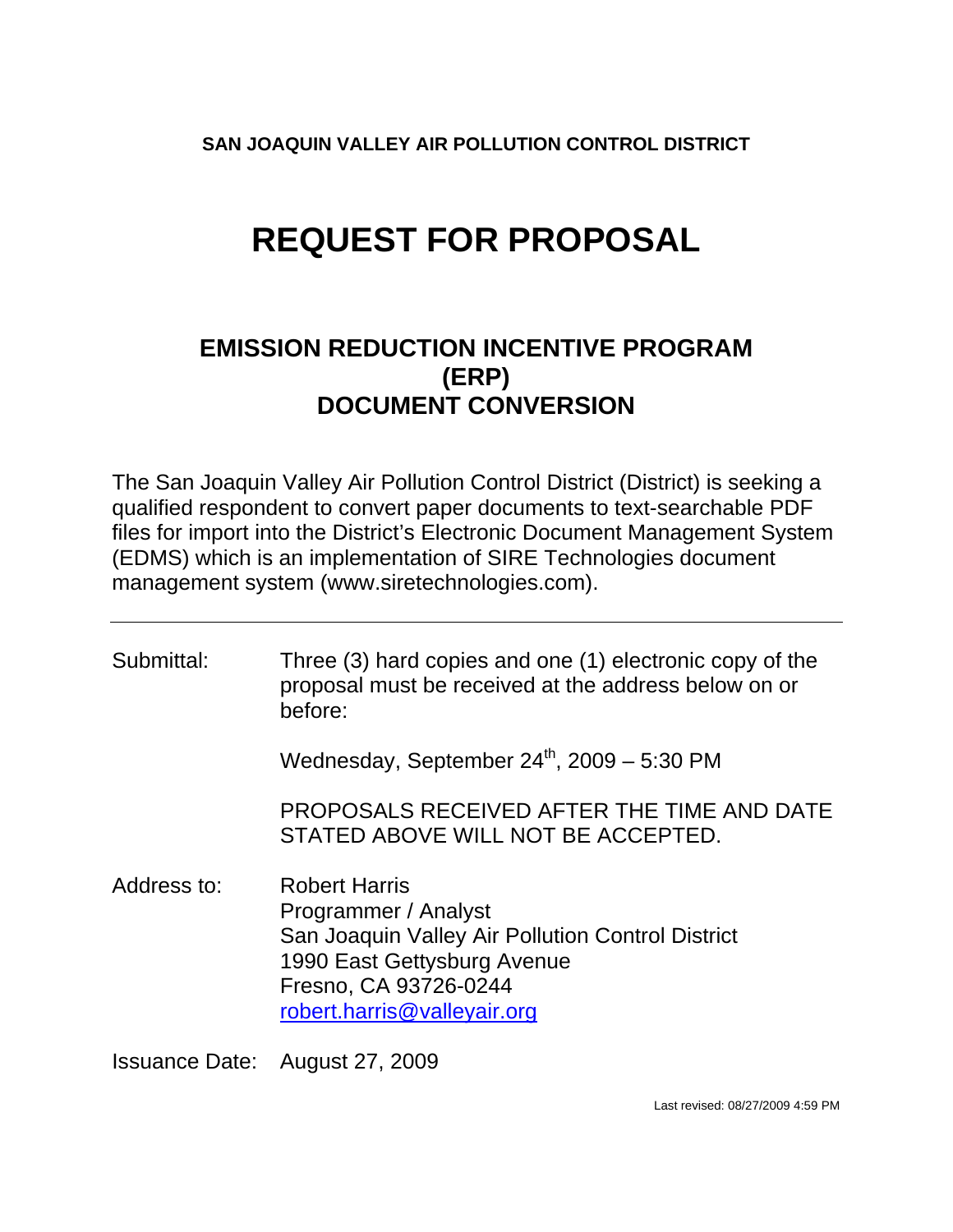**SAN JOAQUIN VALLEY AIR POLLUTION CONTROL DISTRICT**

# REQUEST FOR PROPOSAL

## EMISSION REDUCTION INCENTIVE PROGRAM (ERP) DOCUMENT CONVERSION

The San Joaquin Valley Air Pollution Control District (District) is seeking a qualified respondent to convert paper documents to text-searchable PDF files for import into the District's Electronic Document Management System (EDMS) which is an implementation of SIRE Technologies document management system (www.siretechnologies.com).

---

Submittal: Three (3) hard copies and one (1) electronic copy of the proposal must be received at the address below on or before:

Wednesday, September 24th, 2009 – 5:30 PM

PROPOSALS RECEIVED AFTER THE TIME AND DATE STATED ABOVE WILL NOT BE ACCEPTED.

Address to: Robert Harris
Programmer / Analyst
San Joaquin Valley Air Pollution Control District
1990 East Gettysburg Avenue
Fresno, CA 93726-0244
robert.harris@valleyair.org

Issuance Date: August 27, 2009

Last revised: 08/27/2009 4:59 PM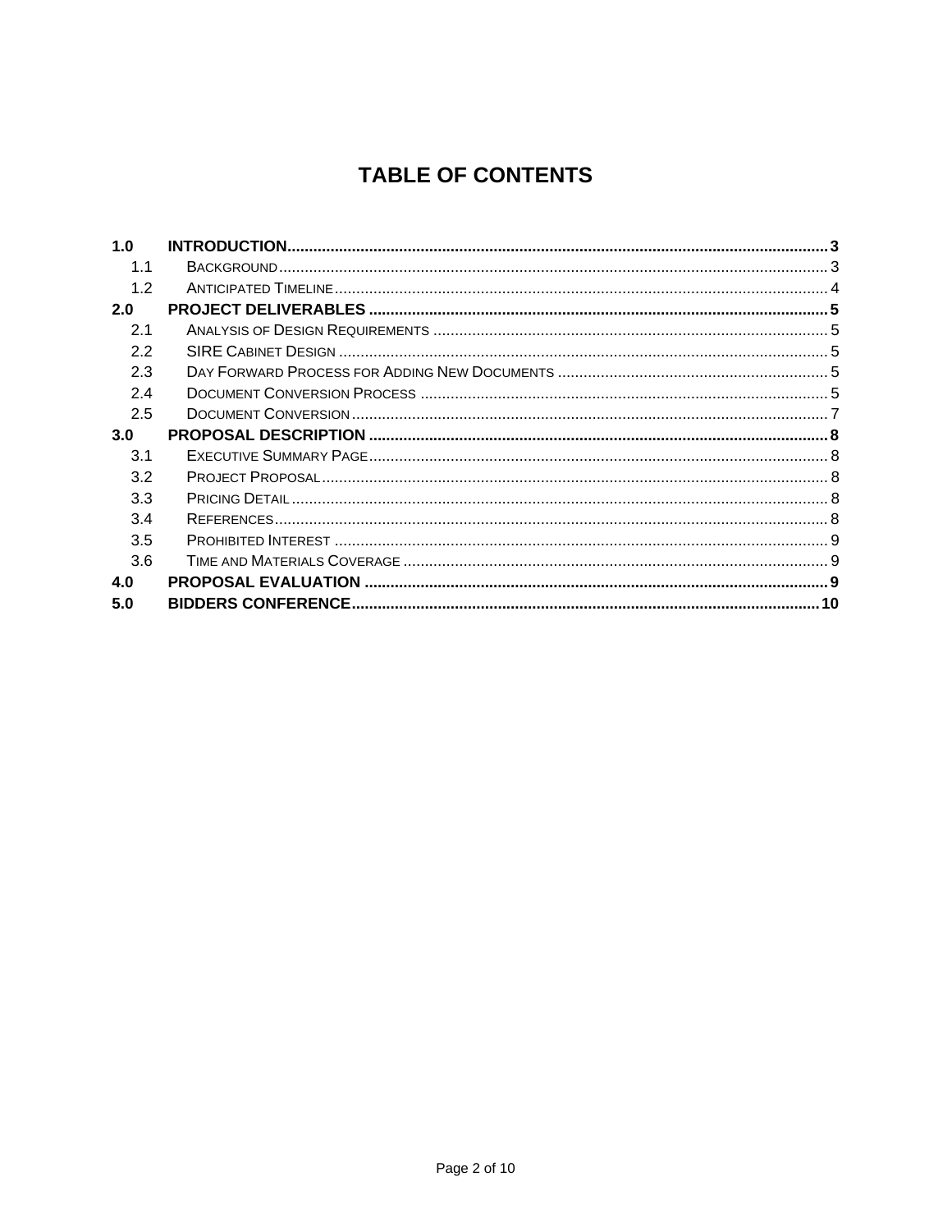# TABLE OF CONTENTS

| | | |
|---|---|---|
| **1.0** | **INTRODUCTION** | **3** |
| 1.1 | BACKGROUND | 3 |
| 1.2 | ANTICIPATED TIMELINE | 4 |
| **2.0** | **PROJECT DELIVERABLES** | **5** |
| 2.1 | ANALYSIS OF DESIGN REQUIREMENTS | 5 |
| 2.2 | SIRE CABINET DESIGN | 5 |
| 2.3 | DAY FORWARD PROCESS FOR ADDING NEW DOCUMENTS | 5 |
| 2.4 | DOCUMENT CONVERSION PROCESS | 5 |
| 2.5 | DOCUMENT CONVERSION | 7 |
| **3.0** | **PROPOSAL DESCRIPTION** | **8** |
| 3.1 | EXECUTIVE SUMMARY PAGE | 8 |
| 3.2 | PROJECT PROPOSAL | 8 |
| 3.3 | PRICING DETAIL | 8 |
| 3.4 | REFERENCES | 8 |
| 3.5 | PROHIBITED INTEREST | 9 |
| 3.6 | TIME AND MATERIALS COVERAGE | 9 |
| **4.0** | **PROPOSAL EVALUATION** | **9** |
| **5.0** | **BIDDERS CONFERENCE** | **10** |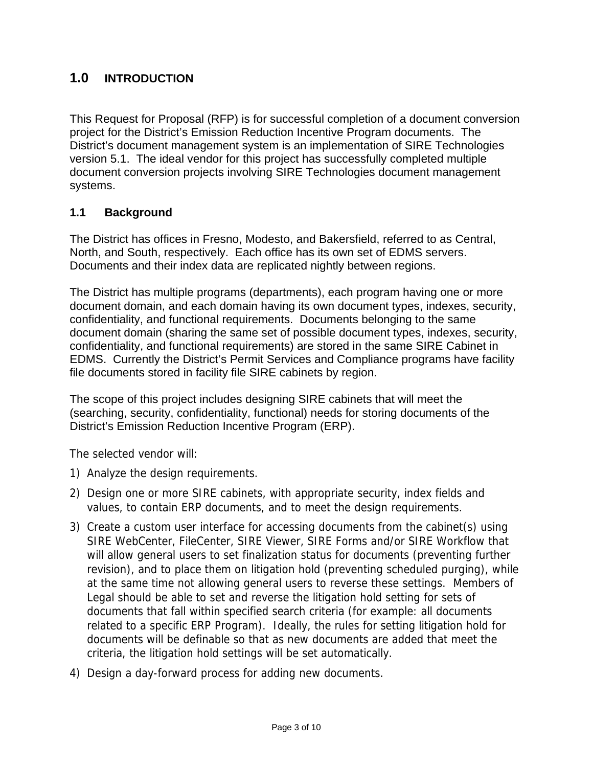# 1.0 INTRODUCTION

This Request for Proposal (RFP) is for successful completion of a document conversion project for the District's Emission Reduction Incentive Program documents. The District's document management system is an implementation of SIRE Technologies version 5.1. The ideal vendor for this project has successfully completed multiple document conversion projects involving SIRE Technologies document management systems.

## 1.1 Background

The District has offices in Fresno, Modesto, and Bakersfield, referred to as Central, North, and South, respectively. Each office has its own set of EDMS servers. Documents and their index data are replicated nightly between regions.

The District has multiple programs (departments), each program having one or more document domain, and each domain having its own document types, indexes, security, confidentiality, and functional requirements. Documents belonging to the same document domain (sharing the same set of possible document types, indexes, security, confidentiality, and functional requirements) are stored in the same SIRE Cabinet in EDMS. Currently the District's Permit Services and Compliance programs have facility file documents stored in facility file SIRE cabinets by region.

The scope of this project includes designing SIRE cabinets that will meet the (searching, security, confidentiality, functional) needs for storing documents of the District's Emission Reduction Incentive Program (ERP).

The selected vendor will:

1) Analyze the design requirements.
2) Design one or more SIRE cabinets, with appropriate security, index fields and values, to contain ERP documents, and to meet the design requirements.
3) Create a custom user interface for accessing documents from the cabinet(s) using SIRE WebCenter, FileCenter, SIRE Viewer, SIRE Forms and/or SIRE Workflow that will allow general users to set finalization status for documents (preventing further revision), and to place them on litigation hold (preventing scheduled purging), while at the same time not allowing general users to reverse these settings. Members of Legal should be able to set and reverse the litigation hold setting for sets of documents that fall within specified search criteria (for example: all documents related to a specific ERP Program). Ideally, the rules for setting litigation hold for documents will be definable so that as new documents are added that meet the criteria, the litigation hold settings will be set automatically.
4) Design a day-forward process for adding new documents.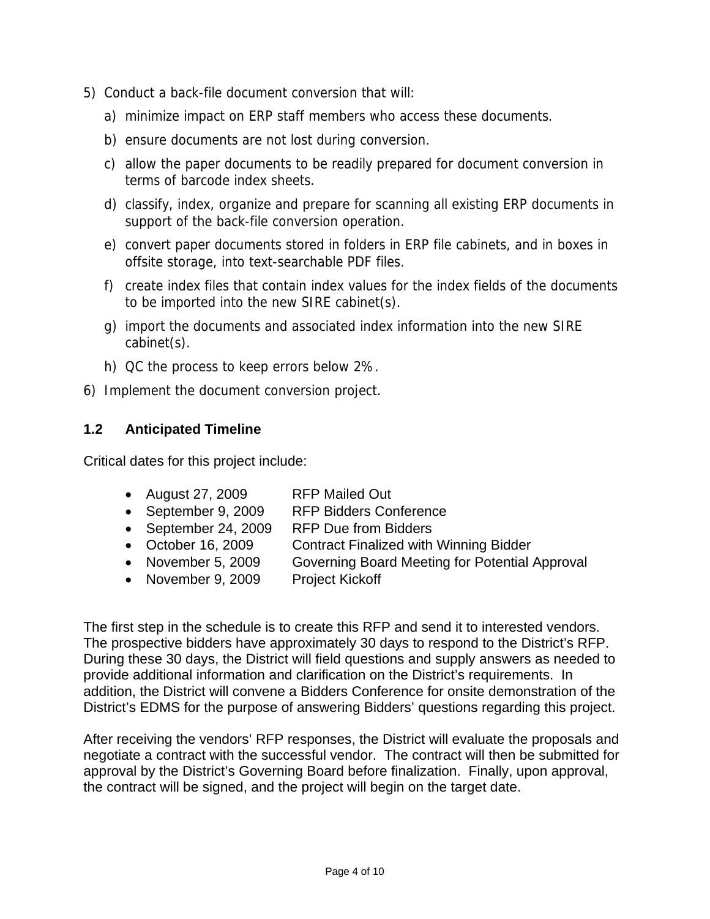5) Conduct a back-file document conversion that will:
   a) minimize impact on ERP staff members who access these documents.
   b) ensure documents are not lost during conversion.
   c) allow the paper documents to be readily prepared for document conversion in terms of barcode index sheets.
   d) classify, index, organize and prepare for scanning all existing ERP documents in support of the back-file conversion operation.
   e) convert paper documents stored in folders in ERP file cabinets, and in boxes in offsite storage, into text-searchable PDF files.
   f) create index files that contain index values for the index fields of the documents to be imported into the new SIRE cabinet(s).
   g) import the documents and associated index information into the new SIRE cabinet(s).
   h) QC the process to keep errors below 2%.
6) Implement the document conversion project.

### 1.2 Anticipated Timeline

Critical dates for this project include:

- August 27, 2009 RFP Mailed Out
- September 9, 2009 RFP Bidders Conference
- September 24, 2009 RFP Due from Bidders
- October 16, 2009 Contract Finalized with Winning Bidder
- November 5, 2009 Governing Board Meeting for Potential Approval
- November 9, 2009 Project Kickoff

The first step in the schedule is to create this RFP and send it to interested vendors. The prospective bidders have approximately 30 days to respond to the District's RFP. During these 30 days, the District will field questions and supply answers as needed to provide additional information and clarification on the District's requirements. In addition, the District will convene a Bidders Conference for onsite demonstration of the District's EDMS for the purpose of answering Bidders' questions regarding this project.

After receiving the vendors' RFP responses, the District will evaluate the proposals and negotiate a contract with the successful vendor. The contract will then be submitted for approval by the District's Governing Board before finalization. Finally, upon approval, the contract will be signed, and the project will begin on the target date.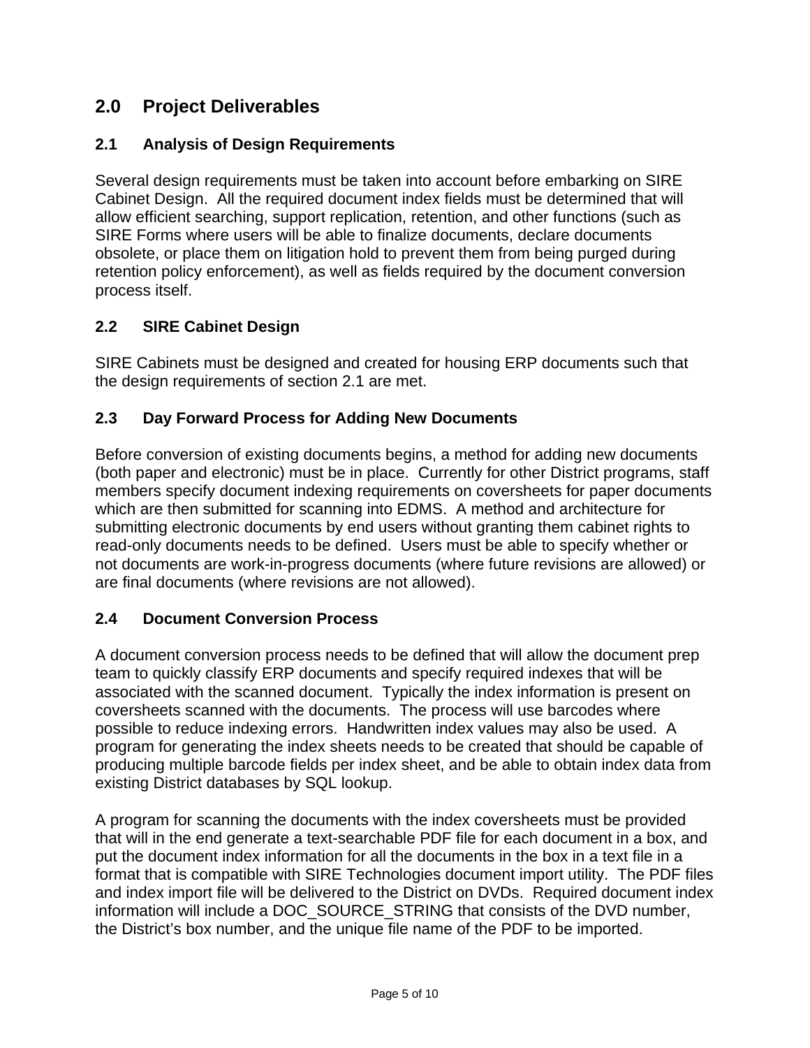## 2.0 Project Deliverables

### 2.1 Analysis of Design Requirements

Several design requirements must be taken into account before embarking on SIRE Cabinet Design. All the required document index fields must be determined that will allow efficient searching, support replication, retention, and other functions (such as SIRE Forms where users will be able to finalize documents, declare documents obsolete, or place them on litigation hold to prevent them from being purged during retention policy enforcement), as well as fields required by the document conversion process itself.

### 2.2 SIRE Cabinet Design

SIRE Cabinets must be designed and created for housing ERP documents such that the design requirements of section 2.1 are met.

### 2.3 Day Forward Process for Adding New Documents

Before conversion of existing documents begins, a method for adding new documents (both paper and electronic) must be in place. Currently for other District programs, staff members specify document indexing requirements on coversheets for paper documents which are then submitted for scanning into EDMS. A method and architecture for submitting electronic documents by end users without granting them cabinet rights to read-only documents needs to be defined. Users must be able to specify whether or not documents are work-in-progress documents (where future revisions are allowed) or are final documents (where revisions are not allowed).

### 2.4 Document Conversion Process

A document conversion process needs to be defined that will allow the document prep team to quickly classify ERP documents and specify required indexes that will be associated with the scanned document. Typically the index information is present on coversheets scanned with the documents. The process will use barcodes where possible to reduce indexing errors. Handwritten index values may also be used. A program for generating the index sheets needs to be created that should be capable of producing multiple barcode fields per index sheet, and be able to obtain index data from existing District databases by SQL lookup.

A program for scanning the documents with the index coversheets must be provided that will in the end generate a text-searchable PDF file for each document in a box, and put the document index information for all the documents in the box in a text file in a format that is compatible with SIRE Technologies document import utility. The PDF files and index import file will be delivered to the District on DVDs. Required document index information will include a DOC_SOURCE_STRING that consists of the DVD number, the District's box number, and the unique file name of the PDF to be imported.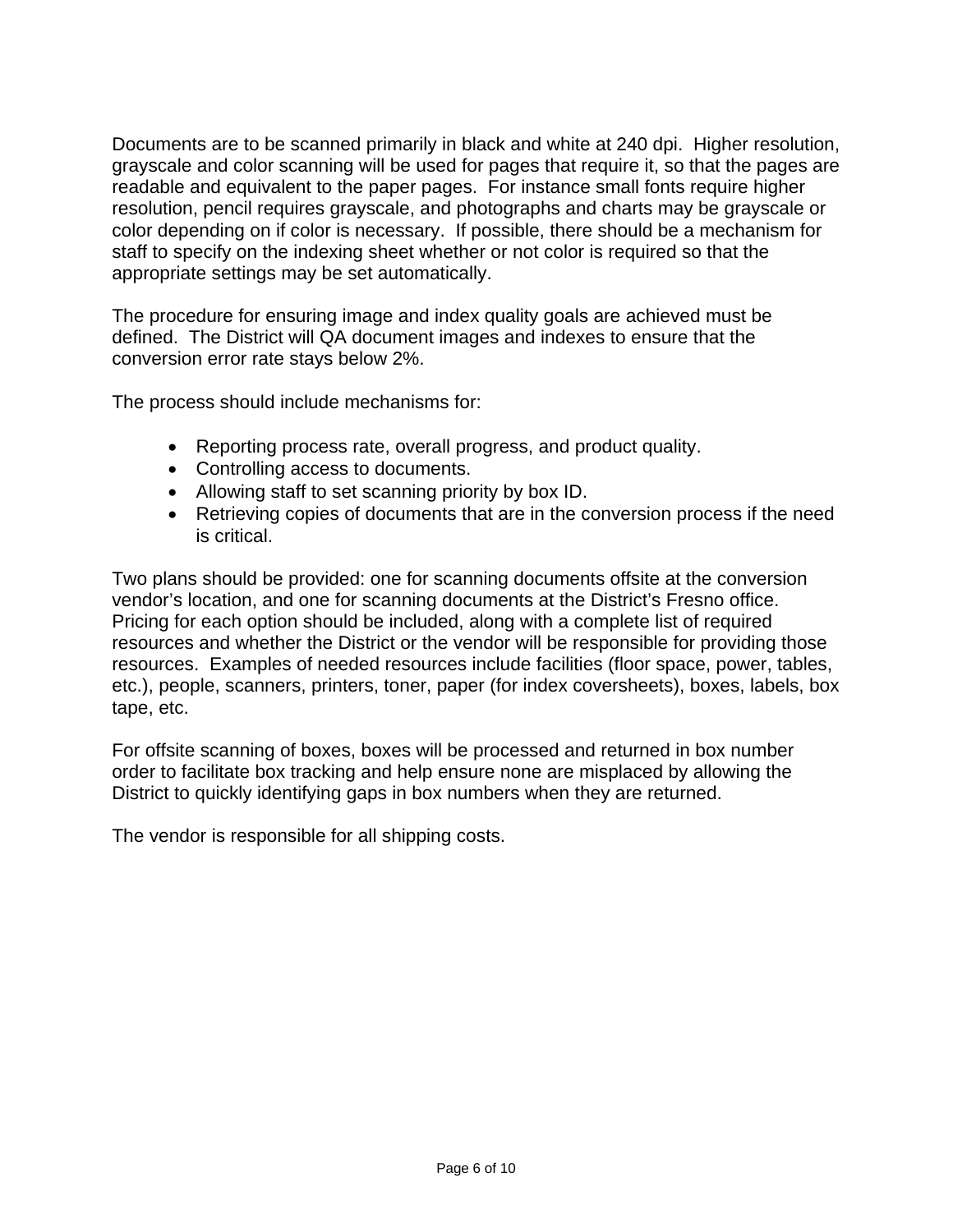Documents are to be scanned primarily in black and white at 240 dpi. Higher resolution, grayscale and color scanning will be used for pages that require it, so that the pages are readable and equivalent to the paper pages. For instance small fonts require higher resolution, pencil requires grayscale, and photographs and charts may be grayscale or color depending on if color is necessary. If possible, there should be a mechanism for staff to specify on the indexing sheet whether or not color is required so that the appropriate settings may be set automatically.

The procedure for ensuring image and index quality goals are achieved must be defined. The District will QA document images and indexes to ensure that the conversion error rate stays below 2%.

The process should include mechanisms for:

- Reporting process rate, overall progress, and product quality.
- Controlling access to documents.
- Allowing staff to set scanning priority by box ID.
- Retrieving copies of documents that are in the conversion process if the need is critical.

Two plans should be provided: one for scanning documents offsite at the conversion vendor's location, and one for scanning documents at the District's Fresno office. Pricing for each option should be included, along with a complete list of required resources and whether the District or the vendor will be responsible for providing those resources. Examples of needed resources include facilities (floor space, power, tables, etc.), people, scanners, printers, toner, paper (for index coversheets), boxes, labels, box tape, etc.

For offsite scanning of boxes, boxes will be processed and returned in box number order to facilitate box tracking and help ensure none are misplaced by allowing the District to quickly identifying gaps in box numbers when they are returned.

The vendor is responsible for all shipping costs.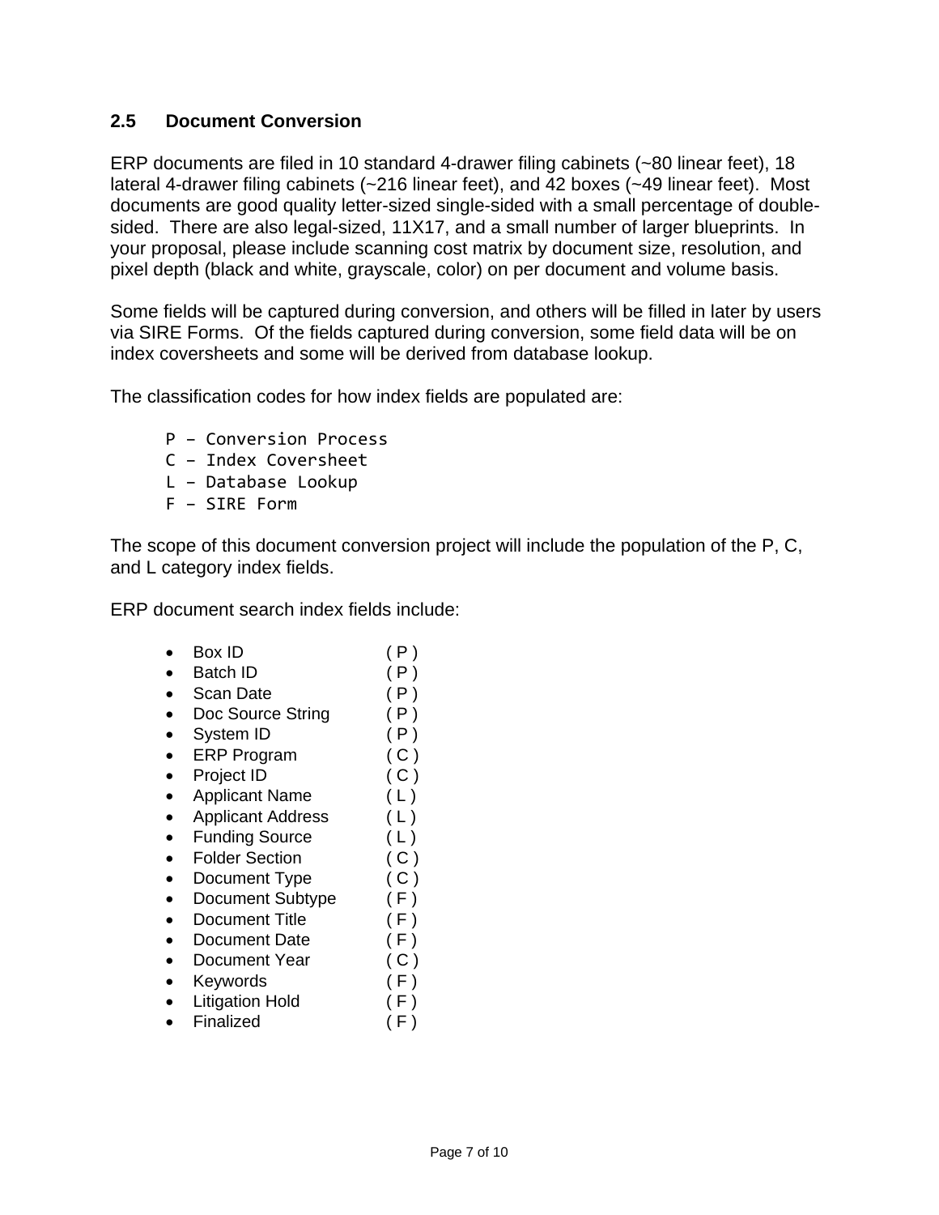## 2.5 Document Conversion

ERP documents are filed in 10 standard 4-drawer filing cabinets (~80 linear feet), 18 lateral 4-drawer filing cabinets (~216 linear feet), and 42 boxes (~49 linear feet). Most documents are good quality letter-sized single-sided with a small percentage of double-sided. There are also legal-sized, 11X17, and a small number of larger blueprints. In your proposal, please include scanning cost matrix by document size, resolution, and pixel depth (black and white, grayscale, color) on per document and volume basis.

Some fields will be captured during conversion, and others will be filled in later by users via SIRE Forms. Of the fields captured during conversion, some field data will be on index coversheets and some will be derived from database lookup.

The classification codes for how index fields are populated are:

```
P – Conversion Process
C – Index Coversheet
L – Database Lookup
F – SIRE Form
```

The scope of this document conversion project will include the population of the P, C, and L category index fields.

ERP document search index fields include:

- Box ID ( P )
- Batch ID ( P )
- Scan Date ( P )
- Doc Source String ( P )
- System ID ( P )
- ERP Program ( C )
- Project ID ( C )
- Applicant Name ( L )
- Applicant Address ( L )
- Funding Source ( L )
- Folder Section ( C )
- Document Type ( C )
- Document Subtype ( F )
- Document Title ( F )
- Document Date ( F )
- Document Year ( C )
- Keywords ( F )
- Litigation Hold ( F )
- Finalized ( F )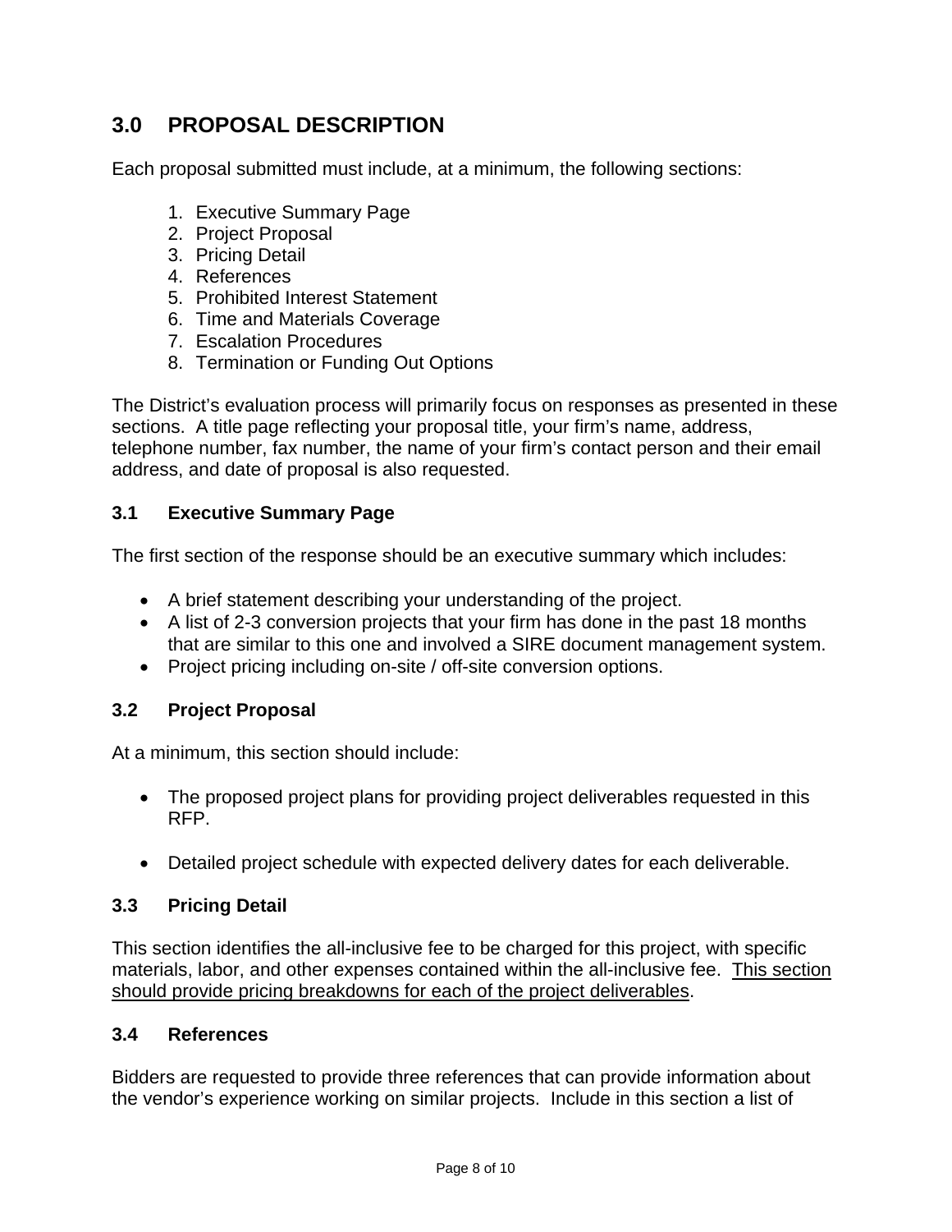## 3.0 PROPOSAL DESCRIPTION

Each proposal submitted must include, at a minimum, the following sections:

1. Executive Summary Page
2. Project Proposal
3. Pricing Detail
4. References
5. Prohibited Interest Statement
6. Time and Materials Coverage
7. Escalation Procedures
8. Termination or Funding Out Options

The District's evaluation process will primarily focus on responses as presented in these sections. A title page reflecting your proposal title, your firm's name, address, telephone number, fax number, the name of your firm's contact person and their email address, and date of proposal is also requested.

### 3.1 Executive Summary Page

The first section of the response should be an executive summary which includes:

- A brief statement describing your understanding of the project.
- A list of 2-3 conversion projects that your firm has done in the past 18 months that are similar to this one and involved a SIRE document management system.
- Project pricing including on-site / off-site conversion options.

### 3.2 Project Proposal

At a minimum, this section should include:

- The proposed project plans for providing project deliverables requested in this RFP.
- Detailed project schedule with expected delivery dates for each deliverable.

### 3.3 Pricing Detail

This section identifies the all-inclusive fee to be charged for this project, with specific materials, labor, and other expenses contained within the all-inclusive fee. <u>This section should provide pricing breakdowns for each of the project deliverables</u>.

### 3.4 References

Bidders are requested to provide three references that can provide information about the vendor's experience working on similar projects. Include in this section a list of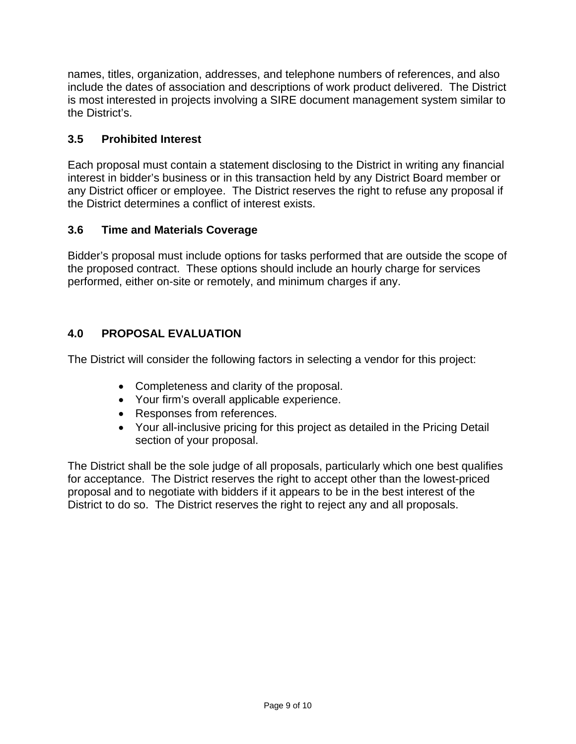names, titles, organization, addresses, and telephone numbers of references, and also include the dates of association and descriptions of work product delivered. The District is most interested in projects involving a SIRE document management system similar to the District's.

### 3.5 Prohibited Interest

Each proposal must contain a statement disclosing to the District in writing any financial interest in bidder's business or in this transaction held by any District Board member or any District officer or employee. The District reserves the right to refuse any proposal if the District determines a conflict of interest exists.

### 3.6 Time and Materials Coverage

Bidder's proposal must include options for tasks performed that are outside the scope of the proposed contract. These options should include an hourly charge for services performed, either on-site or remotely, and minimum charges if any.

## 4.0 PROPOSAL EVALUATION

The District will consider the following factors in selecting a vendor for this project:

- Completeness and clarity of the proposal.
- Your firm's overall applicable experience.
- Responses from references.
- Your all-inclusive pricing for this project as detailed in the Pricing Detail section of your proposal.

The District shall be the sole judge of all proposals, particularly which one best qualifies for acceptance. The District reserves the right to accept other than the lowest-priced proposal and to negotiate with bidders if it appears to be in the best interest of the District to do so. The District reserves the right to reject any and all proposals.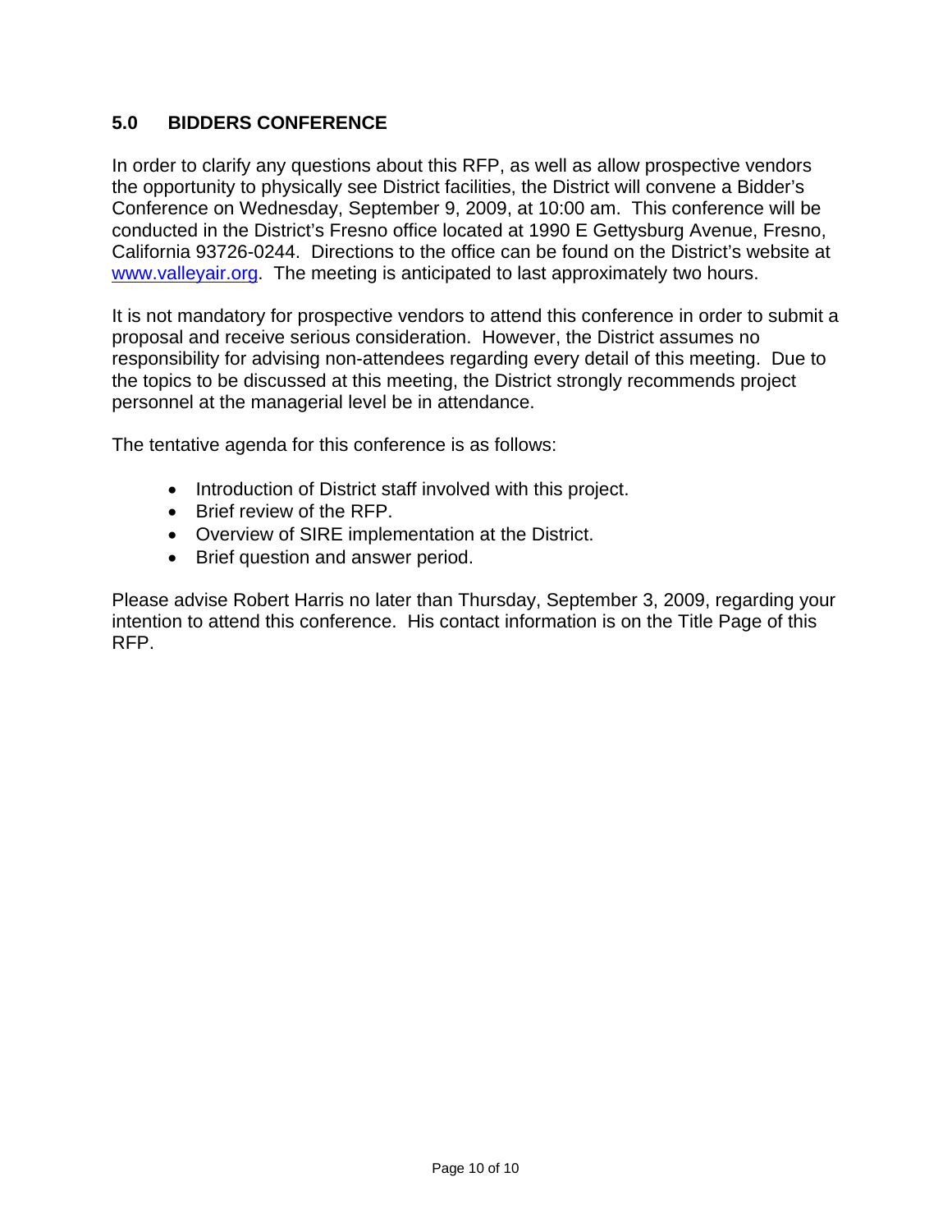## 5.0 BIDDERS CONFERENCE

In order to clarify any questions about this RFP, as well as allow prospective vendors the opportunity to physically see District facilities, the District will convene a Bidder's Conference on Wednesday, September 9, 2009, at 10:00 am. This conference will be conducted in the District's Fresno office located at 1990 E Gettysburg Avenue, Fresno, California 93726-0244. Directions to the office can be found on the District's website at www.valleyair.org. The meeting is anticipated to last approximately two hours.

It is not mandatory for prospective vendors to attend this conference in order to submit a proposal and receive serious consideration. However, the District assumes no responsibility for advising non-attendees regarding every detail of this meeting. Due to the topics to be discussed at this meeting, the District strongly recommends project personnel at the managerial level be in attendance.

The tentative agenda for this conference is as follows:

- Introduction of District staff involved with this project.
- Brief review of the RFP.
- Overview of SIRE implementation at the District.
- Brief question and answer period.

Please advise Robert Harris no later than Thursday, September 3, 2009, regarding your intention to attend this conference. His contact information is on the Title Page of this RFP.